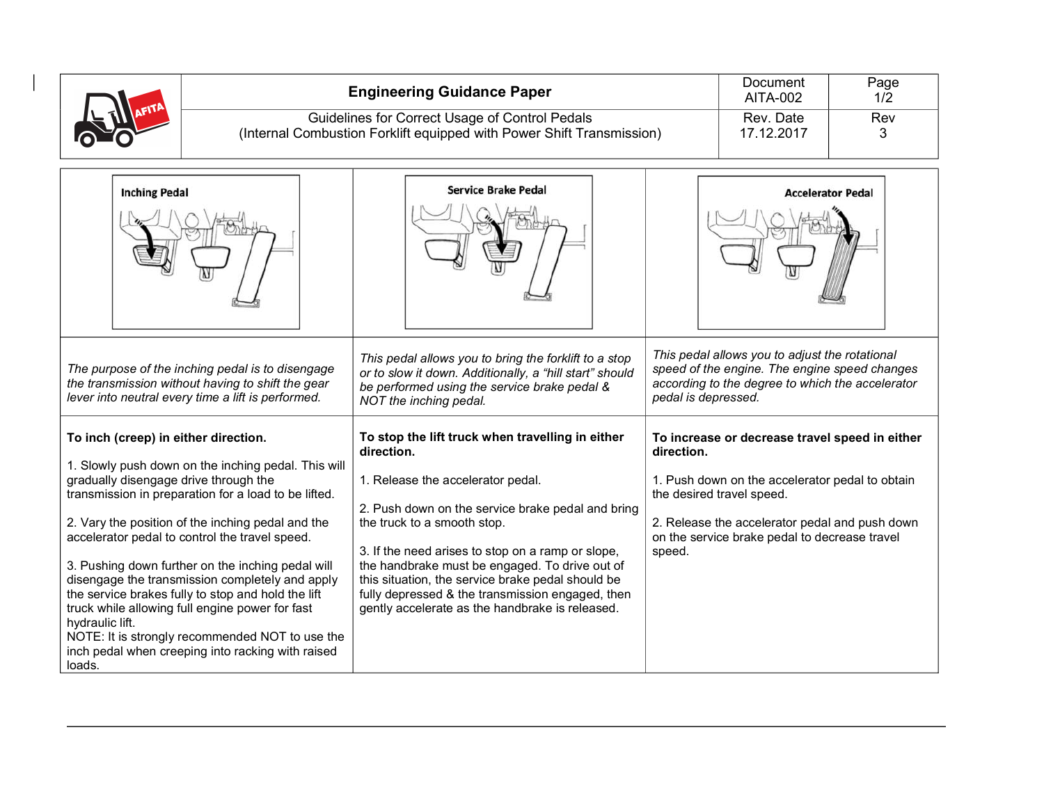| | Engineering Guidance Paper | Document AITA-002 | Page 1/2 |
|---|---|---|---|
| | Guidelines for Correct Usage of Control Pedals (Internal Combustion Forklift equipped with Power Shift Transmission) | Rev. Date 17.12.2017 | Rev 3 |

| Inching Pedal | Service Brake Pedal | Accelerator Pedal |
|---|---|---|
| *The purpose of the inching pedal is to disengage the transmission without having to shift the gear lever into neutral every time a lift is performed.* | *This pedal allows you to bring the forklift to a stop or to slow it down. Additionally, a "hill start" should be performed using the service brake pedal & NOT the inching pedal.* | *This pedal allows you to adjust the rotational speed of the engine. The engine speed changes according to the degree to which the accelerator pedal is depressed.* |
| **To inch (creep) in either direction.**<br><br>1. Slowly push down on the inching pedal. This will gradually disengage drive through the transmission in preparation for a load to be lifted.<br><br>2. Vary the position of the inching pedal and the accelerator pedal to control the travel speed.<br><br>3. Pushing down further on the inching pedal will disengage the transmission completely and apply the service brakes fully to stop and hold the lift truck while allowing full engine power for fast hydraulic lift.<br>NOTE: It is strongly recommended NOT to use the inch pedal when creeping into racking with raised loads. | **To stop the lift truck when travelling in either direction.**<br><br>1. Release the accelerator pedal.<br><br>2. Push down on the service brake pedal and bring the truck to a smooth stop.<br><br>3. If the need arises to stop on a ramp or slope, the handbrake must be engaged. To drive out of this situation, the service brake pedal should be fully depressed & the transmission engaged, then gently accelerate as the handbrake is released. | **To increase or decrease travel speed in either direction.**<br><br>1. Push down on the accelerator pedal to obtain the desired travel speed.<br><br>2. Release the accelerator pedal and push down on the service brake pedal to decrease travel speed. |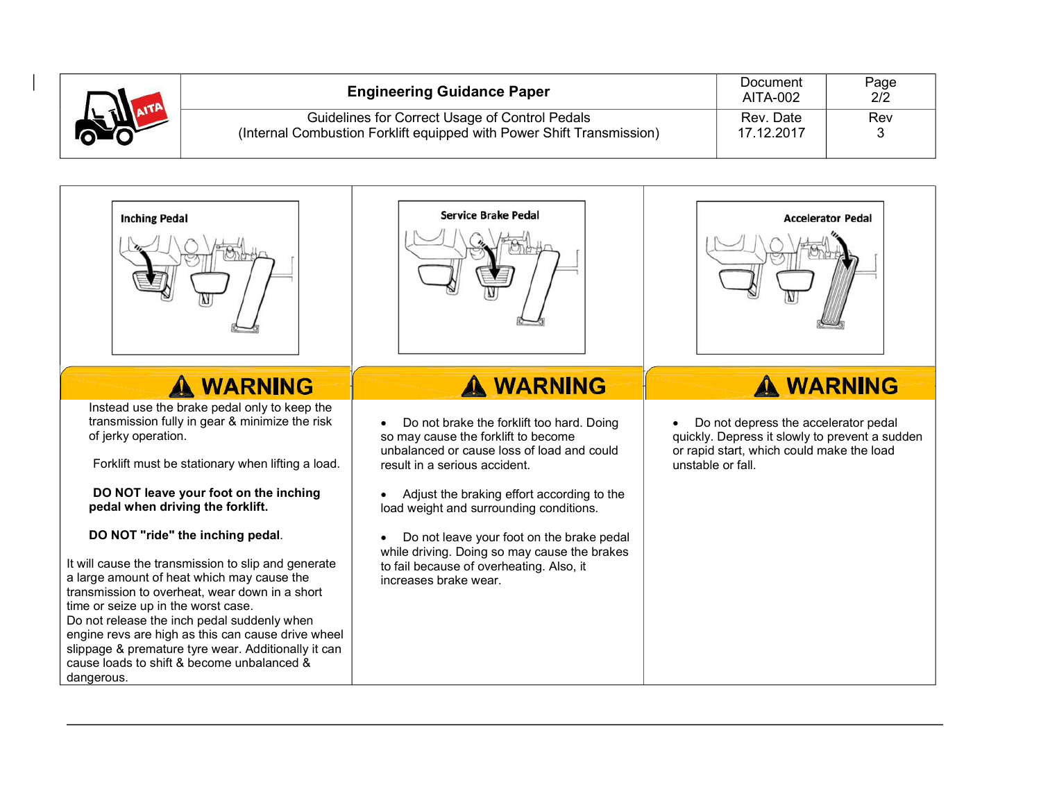| Engineering Guidance Paper | Document AITA-002 | Page 2/2 |
|---|---|---|
| Guidelines for Correct Usage of Control Pedals (Internal Combustion Forklift equipped with Power Shift Transmission) | Rev. Date 17.12.2017 | Rev 3 |

| Inching Pedal | Service Brake Pedal | Accelerator Pedal |
|---|---|---|
| **⚠ WARNING** | **⚠ WARNING** | **⚠ WARNING** |
| Instead use the brake pedal only to keep the transmission fully in gear & minimize the risk of jerky operation.<br><br>Forklift must be stationary when lifting a load.<br><br>**DO NOT leave your foot on the inching pedal when driving the forklift.**<br><br>**DO NOT "ride" the inching pedal**.<br><br>It will cause the transmission to slip and generate a large amount of heat which may cause the transmission to overheat, wear down in a short time or seize up in the worst case.<br>Do not release the inch pedal suddenly when engine revs are high as this can cause drive wheel slippage & premature tyre wear. Additionally it can cause loads to shift & become unbalanced & dangerous. | • Do not brake the forklift too hard. Doing so may cause the forklift to become unbalanced or cause loss of load and could result in a serious accident.<br><br>• Adjust the braking effort according to the load weight and surrounding conditions.<br><br>• Do not leave your foot on the brake pedal while driving. Doing so may cause the brakes to fail because of overheating. Also, it increases brake wear. | • Do not depress the accelerator pedal quickly. Depress it slowly to prevent a sudden or rapid start, which could make the load unstable or fall. |